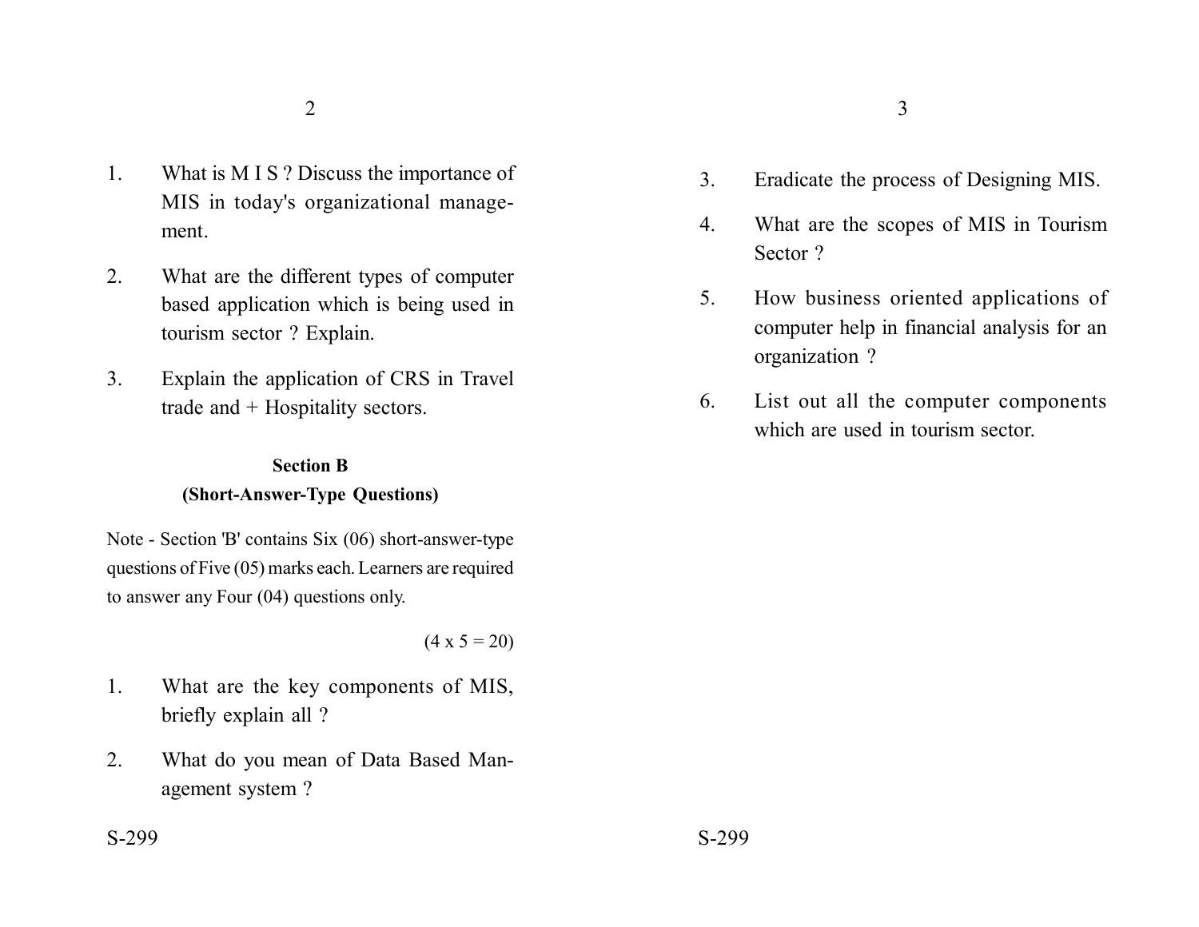1. What is M I S ? Discuss the importance of MIS in today's organizational management.

2. What are the different types of computer based application which is being used in tourism sector ? Explain.

3. Explain the application of CRS in Travel trade and + Hospitality sectors.

**Section B**

**(Short-Answer-Type Questions)**

Note - Section 'B' contains Six (06) short-answer-type questions of Five (05) marks each. Learners are required to answer any Four (04) questions only.

(4 x 5 = 20)

1. What are the key components of MIS, briefly explain all ?

2. What do you mean of Data Based Management system ?

3. Eradicate the process of Designing MIS.

4. What are the scopes of MIS in Tourism Sector ?

5. How business oriented applications of computer help in financial analysis for an organization ?

6. List out all the computer components which are used in tourism sector.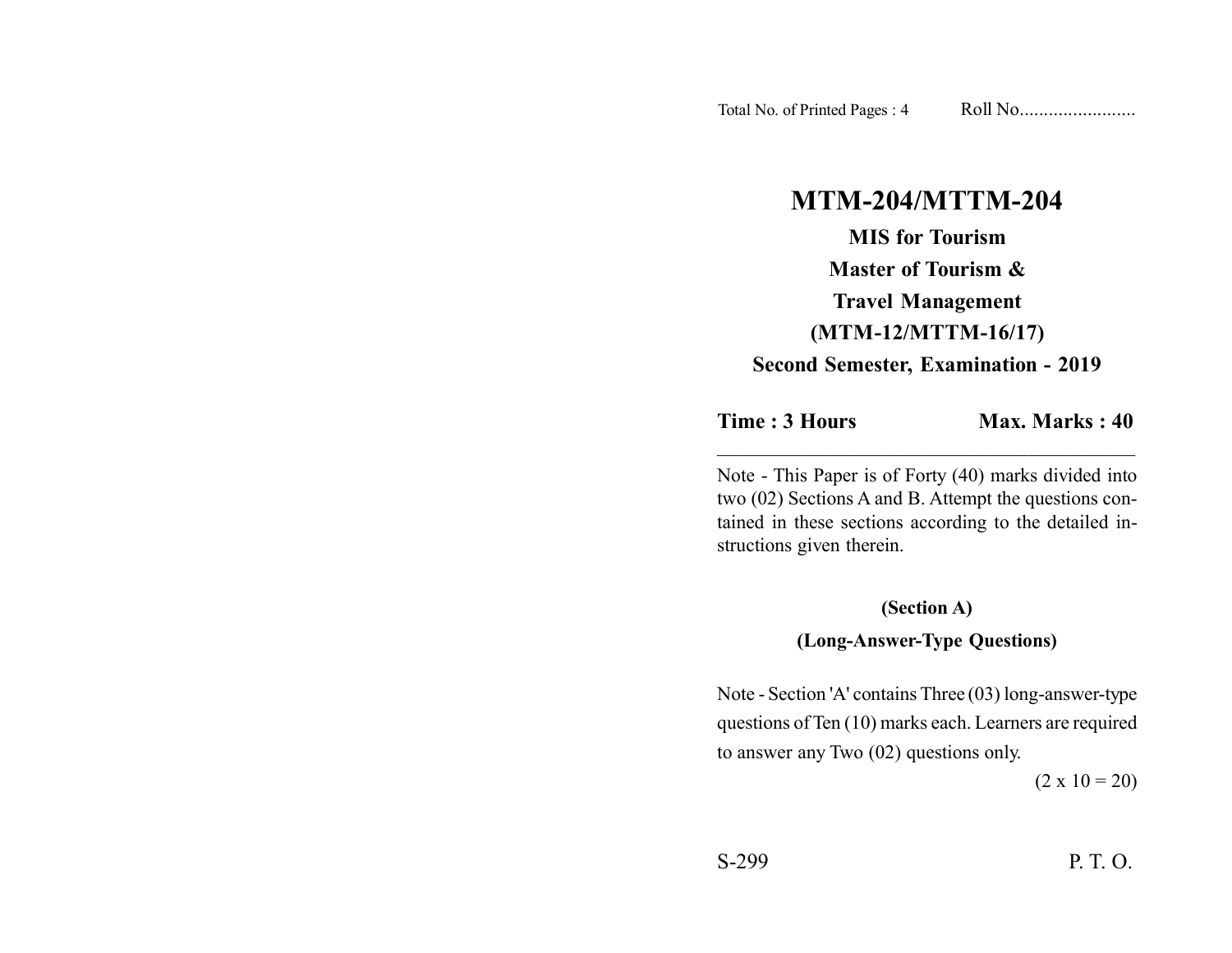Total No. of Printed Pages : 4 Roll No........................

# MTM-204/MTTM-204

**MIS for Tourism**

**Master of Tourism &**

**Travel Management**

**(MTM-12/MTTM-16/17)**

**Second Semester, Examination - 2019**

**Time : 3 Hours** **Max. Marks : 40**

---

Note - This Paper is of Forty (40) marks divided into two (02) Sections A and B. Attempt the questions contained in these sections according to the detailed instructions given therein.

**(Section A)**

**(Long-Answer-Type Questions)**

Note - Section 'A' contains Three (03) long-answer-type questions of Ten (10) marks each. Learners are required to answer any Two (02) questions only.

(2 x 10 = 20)

S-299 P. T. O.